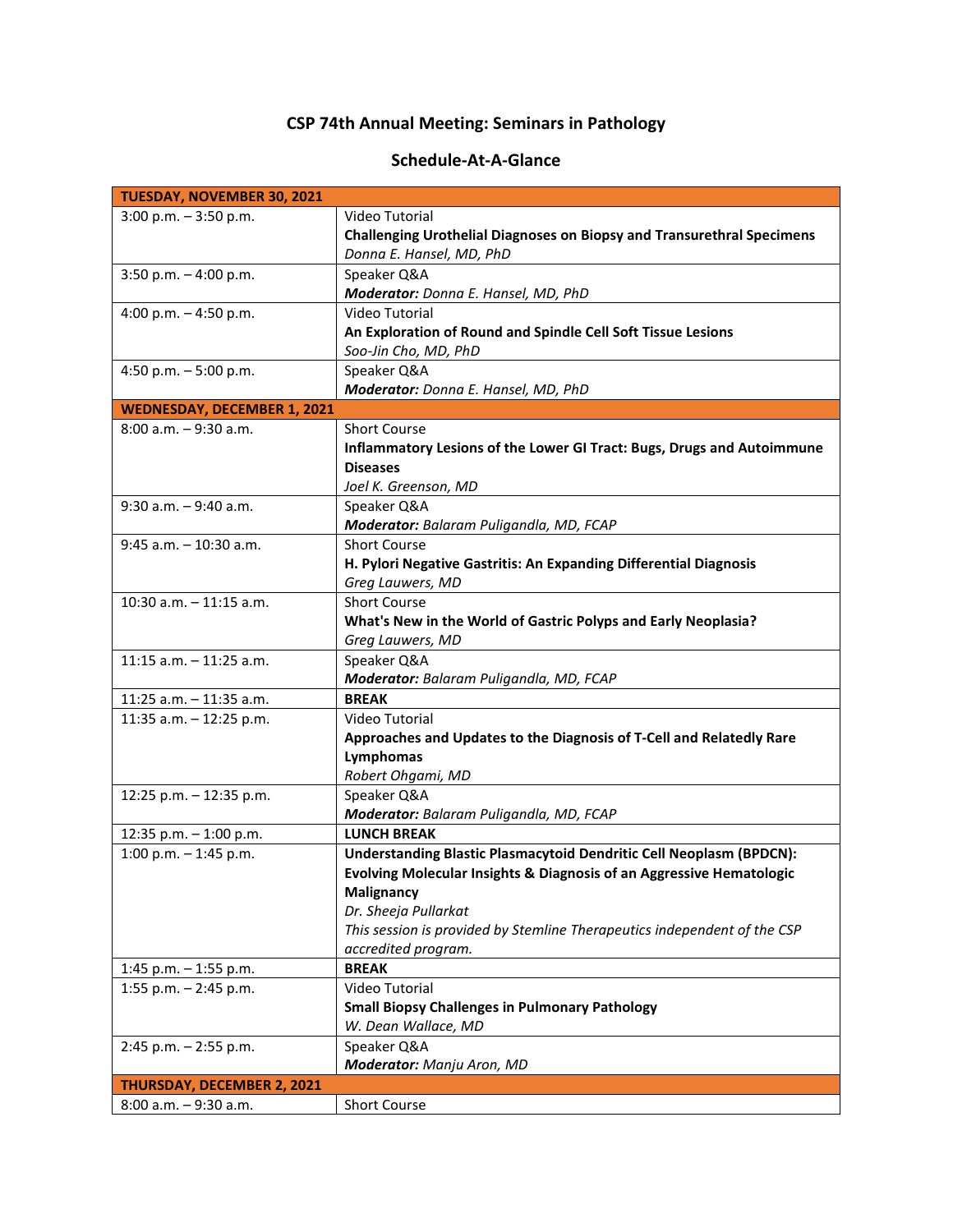# CSP 74th Annual Meeting: Seminars in Pathology

## Schedule-At-A-Glance

| **TUESDAY, NOVEMBER 30, 2021** | |
|---|---|
| 3:00 p.m. – 3:50 p.m. | Video Tutorial<br>**Challenging Urothelial Diagnoses on Biopsy and Transurethral Specimens**<br>*Donna E. Hansel, MD, PhD* |
| 3:50 p.m. – 4:00 p.m. | Speaker Q&A<br>***Moderator:*** *Donna E. Hansel, MD, PhD* |
| 4:00 p.m. – 4:50 p.m. | Video Tutorial<br>**An Exploration of Round and Spindle Cell Soft Tissue Lesions**<br>*Soo-Jin Cho, MD, PhD* |
| 4:50 p.m. – 5:00 p.m. | Speaker Q&A<br>***Moderator:*** *Donna E. Hansel, MD, PhD* |
| **WEDNESDAY, DECEMBER 1, 2021** | |
| 8:00 a.m. – 9:30 a.m. | Short Course<br>**Inflammatory Lesions of the Lower GI Tract: Bugs, Drugs and Autoimmune Diseases**<br>*Joel K. Greenson, MD* |
| 9:30 a.m. – 9:40 a.m. | Speaker Q&A<br>***Moderator:*** *Balaram Puligandla, MD, FCAP* |
| 9:45 a.m. – 10:30 a.m. | Short Course<br>**H. Pylori Negative Gastritis: An Expanding Differential Diagnosis**<br>*Greg Lauwers, MD* |
| 10:30 a.m. – 11:15 a.m. | Short Course<br>**What's New in the World of Gastric Polyps and Early Neoplasia?**<br>*Greg Lauwers, MD* |
| 11:15 a.m. – 11:25 a.m. | Speaker Q&A<br>***Moderator:*** *Balaram Puligandla, MD, FCAP* |
| 11:25 a.m. – 11:35 a.m. | **BREAK** |
| 11:35 a.m. – 12:25 p.m. | Video Tutorial<br>**Approaches and Updates to the Diagnosis of T-Cell and Relatedly Rare Lymphomas**<br>*Robert Ohgami, MD* |
| 12:25 p.m. – 12:35 p.m. | Speaker Q&A<br>***Moderator:*** *Balaram Puligandla, MD, FCAP* |
| 12:35 p.m. – 1:00 p.m. | **LUNCH BREAK** |
| 1:00 p.m. – 1:45 p.m. | **Understanding Blastic Plasmacytoid Dendritic Cell Neoplasm (BPDCN): Evolving Molecular Insights & Diagnosis of an Aggressive Hematologic Malignancy**<br>*Dr. Sheeja Pullarkat*<br>*This session is provided by Stemline Therapeutics independent of the CSP accredited program.* |
| 1:45 p.m. – 1:55 p.m. | **BREAK** |
| 1:55 p.m. – 2:45 p.m. | Video Tutorial<br>**Small Biopsy Challenges in Pulmonary Pathology**<br>*W. Dean Wallace, MD* |
| 2:45 p.m. – 2:55 p.m. | Speaker Q&A<br>***Moderator:*** *Manju Aron, MD* |
| **THURSDAY, DECEMBER 2, 2021** | |
| 8:00 a.m. – 9:30 a.m. | Short Course |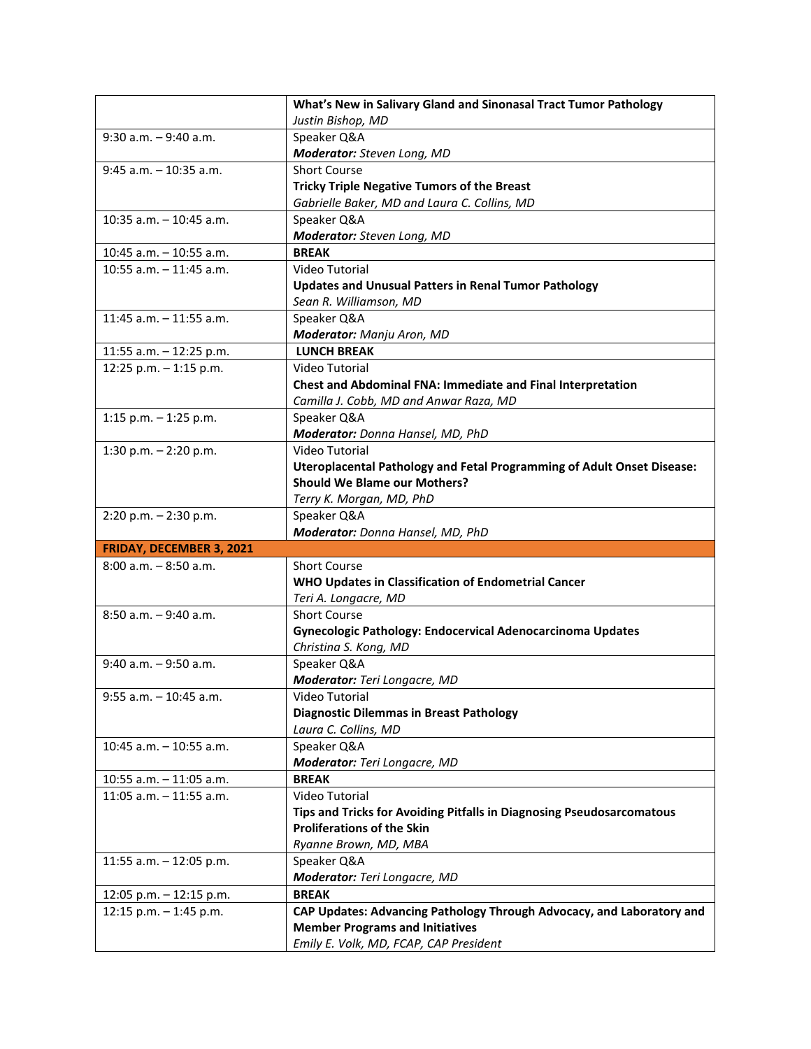| | |
|---|---|
| | **What's New in Salivary Gland and Sinonasal Tract Tumor Pathology**<br>*Justin Bishop, MD* |
| 9:30 a.m. – 9:40 a.m. | Speaker Q&A<br>***Moderator:*** *Steven Long, MD* |
| 9:45 a.m. – 10:35 a.m. | Short Course<br>**Tricky Triple Negative Tumors of the Breast**<br>*Gabrielle Baker, MD and Laura C. Collins, MD* |
| 10:35 a.m. – 10:45 a.m. | Speaker Q&A<br>***Moderator:*** *Steven Long, MD* |
| 10:45 a.m. – 10:55 a.m. | **BREAK** |
| 10:55 a.m. – 11:45 a.m. | Video Tutorial<br>**Updates and Unusual Patters in Renal Tumor Pathology**<br>*Sean R. Williamson, MD* |
| 11:45 a.m. – 11:55 a.m. | Speaker Q&A<br>***Moderator:*** *Manju Aron, MD* |
| 11:55 a.m. – 12:25 p.m. | **LUNCH BREAK** |
| 12:25 p.m. – 1:15 p.m. | Video Tutorial<br>**Chest and Abdominal FNA: Immediate and Final Interpretation**<br>*Camilla J. Cobb, MD and Anwar Raza, MD* |
| 1:15 p.m. – 1:25 p.m. | Speaker Q&A<br>***Moderator:*** *Donna Hansel, MD, PhD* |
| 1:30 p.m. – 2:20 p.m. | Video Tutorial<br>**Uteroplacental Pathology and Fetal Programming of Adult Onset Disease: Should We Blame our Mothers?**<br>*Terry K. Morgan, MD, PhD* |
| 2:20 p.m. – 2:30 p.m. | Speaker Q&A<br>***Moderator:*** *Donna Hansel, MD, PhD* |
| **FRIDAY, DECEMBER 3, 2021** | |
| 8:00 a.m. – 8:50 a.m. | Short Course<br>**WHO Updates in Classification of Endometrial Cancer**<br>*Teri A. Longacre, MD* |
| 8:50 a.m. – 9:40 a.m. | Short Course<br>**Gynecologic Pathology: Endocervical Adenocarcinoma Updates**<br>*Christina S. Kong, MD* |
| 9:40 a.m. – 9:50 a.m. | Speaker Q&A<br>***Moderator:*** *Teri Longacre, MD* |
| 9:55 a.m. – 10:45 a.m. | Video Tutorial<br>**Diagnostic Dilemmas in Breast Pathology**<br>*Laura C. Collins, MD* |
| 10:45 a.m. – 10:55 a.m. | Speaker Q&A<br>***Moderator:*** *Teri Longacre, MD* |
| 10:55 a.m. – 11:05 a.m. | **BREAK** |
| 11:05 a.m. – 11:55 a.m. | Video Tutorial<br>**Tips and Tricks for Avoiding Pitfalls in Diagnosing Pseudosarcomatous Proliferations of the Skin**<br>*Ryanne Brown, MD, MBA* |
| 11:55 a.m. – 12:05 p.m. | Speaker Q&A<br>***Moderator:*** *Teri Longacre, MD* |
| 12:05 p.m. – 12:15 p.m. | **BREAK** |
| 12:15 p.m. – 1:45 p.m. | **CAP Updates: Advancing Pathology Through Advocacy, and Laboratory and Member Programs and Initiatives**<br>*Emily E. Volk, MD, FCAP, CAP President* |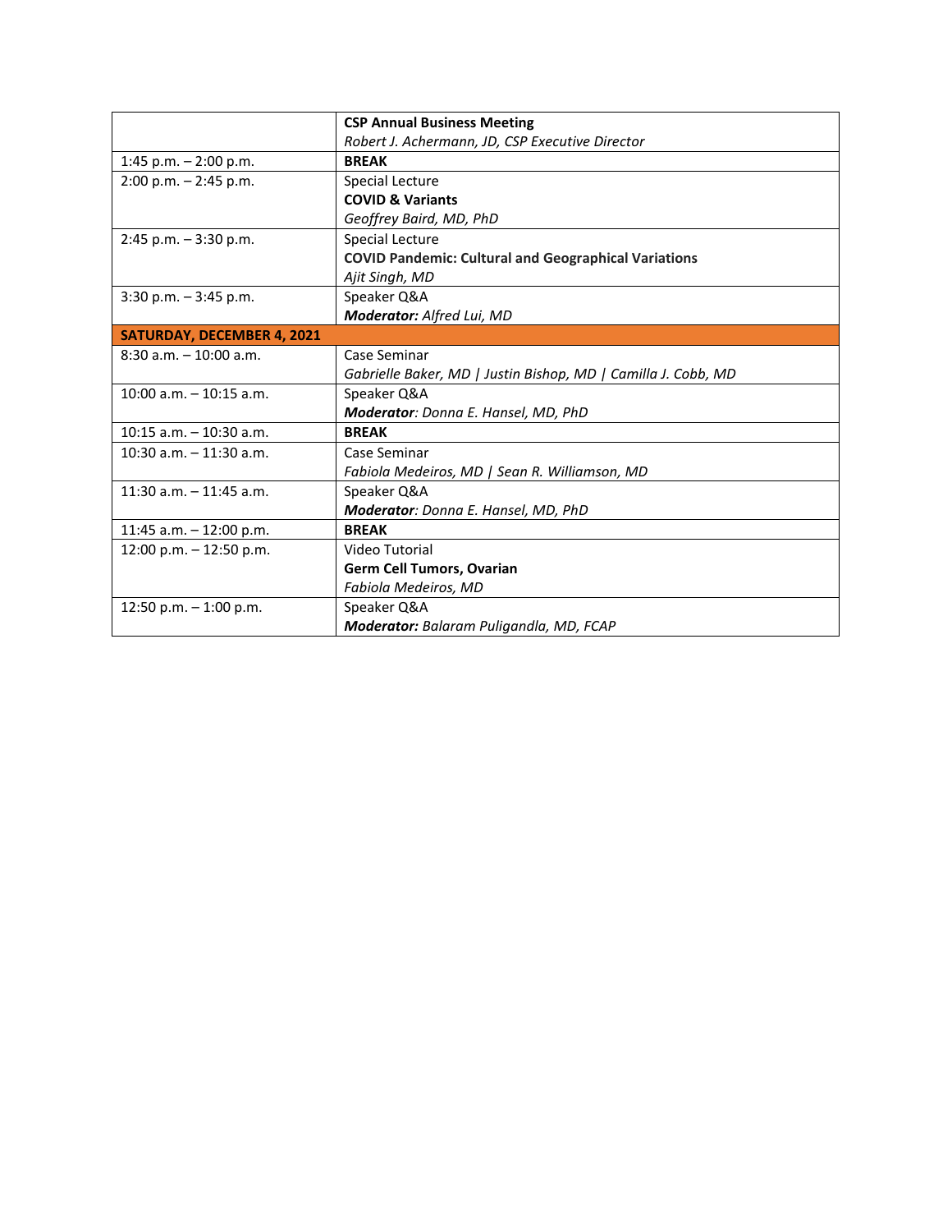| | |
|---|---|
| | **CSP Annual Business Meeting**<br>*Robert J. Achermann, JD, CSP Executive Director* |
| 1:45 p.m. – 2:00 p.m. | **BREAK** |
| 2:00 p.m. – 2:45 p.m. | Special Lecture<br>**COVID & Variants**<br>*Geoffrey Baird, MD, PhD* |
| 2:45 p.m. – 3:30 p.m. | Special Lecture<br>**COVID Pandemic: Cultural and Geographical Variations**<br>*Ajit Singh, MD* |
| 3:30 p.m. – 3:45 p.m. | Speaker Q&A<br>***Moderator:*** *Alfred Lui, MD* |
| **SATURDAY, DECEMBER 4, 2021** | |
| 8:30 a.m. – 10:00 a.m. | Case Seminar<br>*Gabrielle Baker, MD \| Justin Bishop, MD \| Camilla J. Cobb, MD* |
| 10:00 a.m. – 10:15 a.m. | Speaker Q&A<br>***Moderator****: Donna E. Hansel, MD, PhD* |
| 10:15 a.m. – 10:30 a.m. | **BREAK** |
| 10:30 a.m. – 11:30 a.m. | Case Seminar<br>*Fabiola Medeiros, MD \| Sean R. Williamson, MD* |
| 11:30 a.m. – 11:45 a.m. | Speaker Q&A<br>***Moderator****: Donna E. Hansel, MD, PhD* |
| 11:45 a.m. – 12:00 p.m. | **BREAK** |
| 12:00 p.m. – 12:50 p.m. | Video Tutorial<br>**Germ Cell Tumors, Ovarian**<br>*Fabiola Medeiros, MD* |
| 12:50 p.m. – 1:00 p.m. | Speaker Q&A<br>***Moderator:*** *Balaram Puligandla, MD, FCAP* |